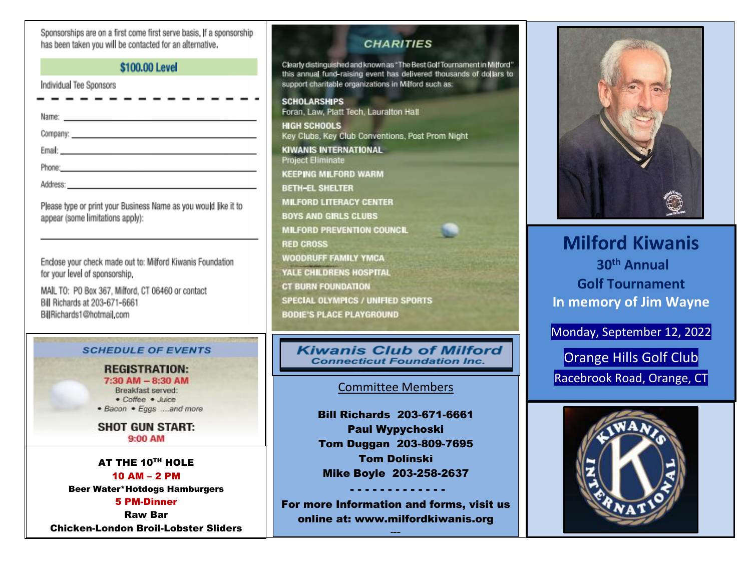Sponsorships are on a first come first serve basis, If a sponsorship has been taken you will be contacted for an alternative.

## $100.00 Level

Individual Tee Sponsors

Name: ____________________

Company: ____________________

Email: ____________________

Phone: ____________________

Address: ____________________

Please type or print your Business Name as you would like it to appear (some limitations apply):

____________________

Enclose your check made out to: Milford Kiwanis Foundation for your level of sponsorship.

MAIL TO: PO Box 367, Milford, CT 06460 or contact Bill Richards at 203-671-6661 BillRichards1@hotmail.com

## SCHEDULE OF EVENTS

**REGISTRATION:**
**7:30 AM – 8:30 AM**
Breakfast served:
• Coffee • Juice
• Bacon • Eggs ....and more

**SHOT GUN START:**
**9:00 AM**

**AT THE 10TH HOLE**
**10 AM – 2 PM**
**Beer Water*Hotdogs Hamburgers**
**5 PM-Dinner**
**Raw Bar**
**Chicken-London Broil-Lobster Sliders**

## CHARITIES

Clearly distinguished and known as "The Best Golf Tournament in Milford" this annual fund-raising event has delivered thousands of dollars to support charitable organizations in Milford such as:

**SCHOLARSHIPS**
Foran, Law, Platt Tech, Lauralton Hall

**HIGH SCHOOLS**
Key Clubs, Key Club Conventions, Post Prom Night

**KIWANIS INTERNATIONAL**
Project Eliminate

**KEEPING MILFORD WARM**

**BETH-EL SHELTER**

**MILFORD LITERACY CENTER**

**BOYS AND GIRLS CLUBS**

**MILFORD PREVENTION COUNCIL**

**RED CROSS**

**WOODRUFF FAMILY YMCA**

**YALE CHILDRENS HOSPITAL**

**CT BURN FOUNDATION**

**SPECIAL OLYMPICS / UNIFIED SPORTS**

**BODIE'S PLACE PLAYGROUND**

## Kiwanis Club of Milford
### Connecticut Foundation Inc.

Committee Members

**Bill Richards 203-671-6661**
**Paul Wypychoski**
**Tom Duggan 203-809-7695**
**Tom Dolinski**
**Mike Boyle 203-258-2637**

**- - - - - - - - - - - - -**

**For more Information and forms, visit us online at: www.milfordkiwanis.org**

# Milford Kiwanis
## 30th Annual
## Golf Tournament
## In memory of Jim Wayne

Monday, September 12, 2022

Orange Hills Golf Club

Racebrook Road, Orange, CT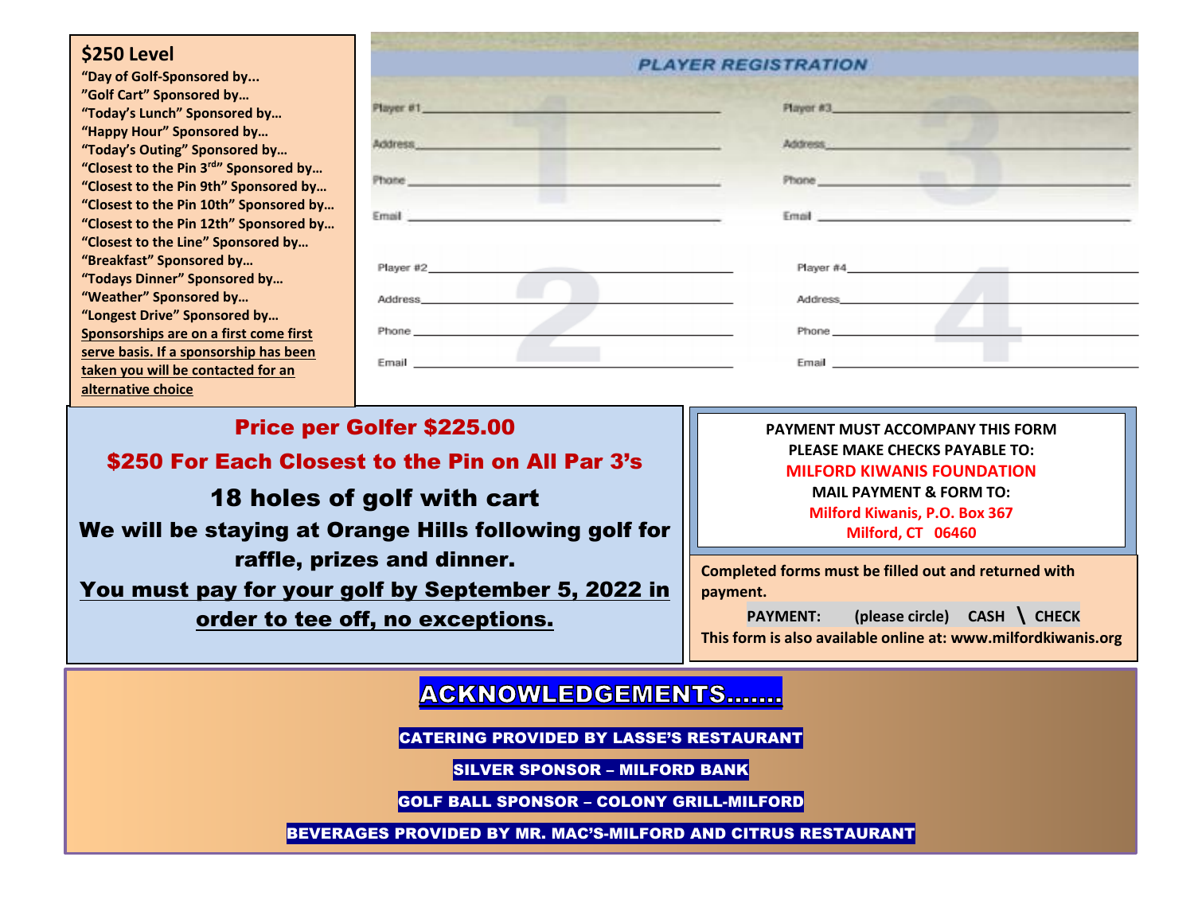## $250 Level

"Day of Golf-Sponsored by...
"Golf Cart" Sponsored by…
"Today's Lunch" Sponsored by…
"Happy Hour" Sponsored by…
"Today's Outing" Sponsored by…
"Closest to the Pin 3rd" Sponsored by…
"Closest to the Pin 9th" Sponsored by…
"Closest to the Pin 10th" Sponsored by…
"Closest to the Pin 12th" Sponsored by…
"Closest to the Line" Sponsored by…
"Breakfast" Sponsored by…
"Todays Dinner" Sponsored by…
"Weather" Sponsored by…
"Longest Drive" Sponsored by…

Sponsorships are on a first come first serve basis. If a sponsorship has been taken you will be contacted for an alternative choice

## PLAYER REGISTRATION

Player #1 ______________________________
Address ______________________________
Phone ______________________________
Email ______________________________

Player #2 ______________________________
Address ______________________________
Phone ______________________________
Email ______________________________

Player #3 ______________________________
Address ______________________________
Phone ______________________________
Email ______________________________

Player #4 ______________________________
Address ______________________________
Phone ______________________________
Email ______________________________

**Price per Golfer $225.00**

**$250 For Each Closest to the Pin on All Par 3's**

**18 holes of golf with cart**

**We will be staying at Orange Hills following golf for raffle, prizes and dinner.**

**You must pay for your golf by September 5, 2022 in order to tee off, no exceptions.**

PAYMENT MUST ACCOMPANY THIS FORM
PLEASE MAKE CHECKS PAYABLE TO:
MILFORD KIWANIS FOUNDATION
MAIL PAYMENT & FORM TO:
Milford Kiwanis, P.O. Box 367
Milford, CT 06460

Completed forms must be filled out and returned with payment.

PAYMENT: (please circle) CASH \ CHECK

This form is also available online at: www.milfordkiwanis.org

## ACKNOWLEDGEMENTS…….

CATERING PROVIDED BY LASSE'S RESTAURANT

SILVER SPONSOR – MILFORD BANK

GOLF BALL SPONSOR – COLONY GRILL-MILFORD

BEVERAGES PROVIDED BY MR. MAC'S-MILFORD AND CITRUS RESTAURANT